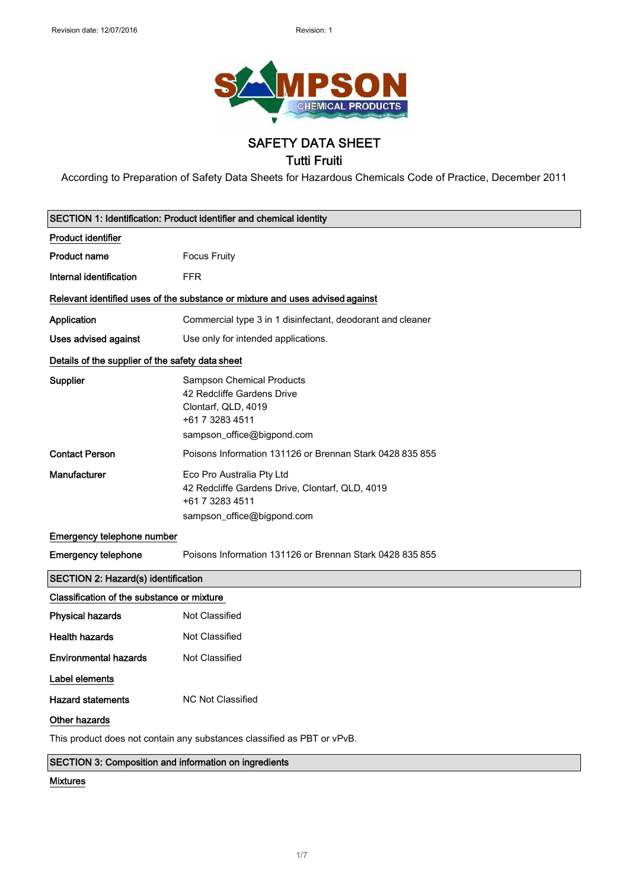Revision date: 12/07/2016 Revision: 1

# SAFETY DATA SHEET

## Tutti Fruiti

According to Preparation of Safety Data Sheets for Hazardous Chemicals Code of Practice, December 2011

### SECTION 1: Identification: Product identifier and chemical identity

**Product identifier**

| | |
|---|---|
| **Product name** | Focus Fruity |
| **Internal identification** | FFR |

**Relevant identified uses of the substance or mixture and uses advised against**

| | |
|---|---|
| **Application** | Commercial type 3 in 1 disinfectant, deodorant and cleaner |
| **Uses advised against** | Use only for intended applications. |

**Details of the supplier of the safety data sheet**

| | |
|---|---|
| **Supplier** | Sampson Chemical Products<br>42 Redcliffe Gardens Drive<br>Clontarf, QLD, 4019<br>+61 7 3283 4511<br>sampson_office@bigpond.com |
| **Contact Person** | Poisons Information 131126 or Brennan Stark 0428 835 855 |
| **Manufacturer** | Eco Pro Australia Pty Ltd<br>42 Redcliffe Gardens Drive, Clontarf, QLD, 4019<br>+61 7 3283 4511<br>sampson_office@bigpond.com |

**Emergency telephone number**

| | |
|---|---|
| **Emergency telephone** | Poisons Information 131126 or Brennan Stark 0428 835 855 |

### SECTION 2: Hazard(s) identification

**Classification of the substance or mixture**

| | |
|---|---|
| **Physical hazards** | Not Classified |
| **Health hazards** | Not Classified |
| **Environmental hazards** | Not Classified |

**Label elements**

| | |
|---|---|
| **Hazard statements** | NC Not Classified |

**Other hazards**

This product does not contain any substances classified as PBT or vPvB.

### SECTION 3: Composition and information on ingredients

**Mixtures**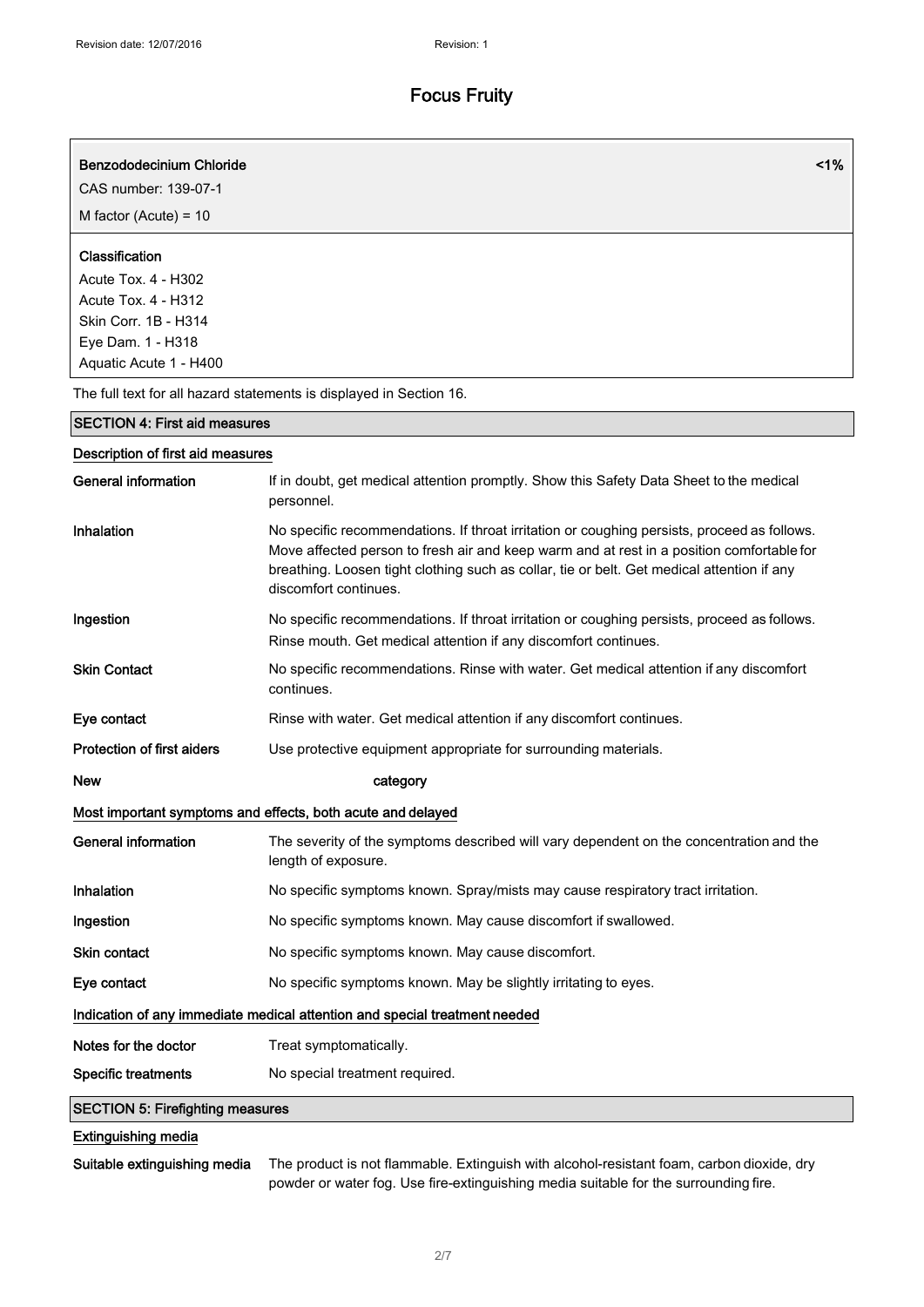| **Benzododecinium Chloride** | **<1%** |
|---|---|
| CAS number: 139-07-1 | |
| M factor (Acute) = 10 | |

**Classification**
Acute Tox. 4 - H302
Acute Tox. 4 - H312
Skin Corr. 1B - H314
Eye Dam. 1 - H318
Aquatic Acute 1 - H400

The full text for all hazard statements is displayed in Section 16.

## SECTION 4: First aid measures

### Description of first aid measures

| | |
|---|---|
| **General information** | If in doubt, get medical attention promptly. Show this Safety Data Sheet to the medical personnel. |
| **Inhalation** | No specific recommendations. If throat irritation or coughing persists, proceed as follows. Move affected person to fresh air and keep warm and at rest in a position comfortable for breathing. Loosen tight clothing such as collar, tie or belt. Get medical attention if any discomfort continues. |
| **Ingestion** | No specific recommendations. If throat irritation or coughing persists, proceed as follows. Rinse mouth. Get medical attention if any discomfort continues. |
| **Skin Contact** | No specific recommendations. Rinse with water. Get medical attention if any discomfort continues. |
| **Eye contact** | Rinse with water. Get medical attention if any discomfort continues. |
| **Protection of first aiders** | Use protective equipment appropriate for surrounding materials. |
| **New** | category |

### Most important symptoms and effects, both acute and delayed

| | |
|---|---|
| **General information** | The severity of the symptoms described will vary dependent on the concentration and the length of exposure. |
| **Inhalation** | No specific symptoms known. Spray/mists may cause respiratory tract irritation. |
| **Ingestion** | No specific symptoms known. May cause discomfort if swallowed. |
| **Skin contact** | No specific symptoms known. May cause discomfort. |
| **Eye contact** | No specific symptoms known. May be slightly irritating to eyes. |

### Indication of any immediate medical attention and special treatment needed

| | |
|---|---|
| **Notes for the doctor** | Treat symptomatically. |
| **Specific treatments** | No special treatment required. |

## SECTION 5: Firefighting measures

### Extinguishing media

| | |
|---|---|
| **Suitable extinguishing media** | The product is not flammable. Extinguish with alcohol-resistant foam, carbon dioxide, dry powder or water fog. Use fire-extinguishing media suitable for the surrounding fire. |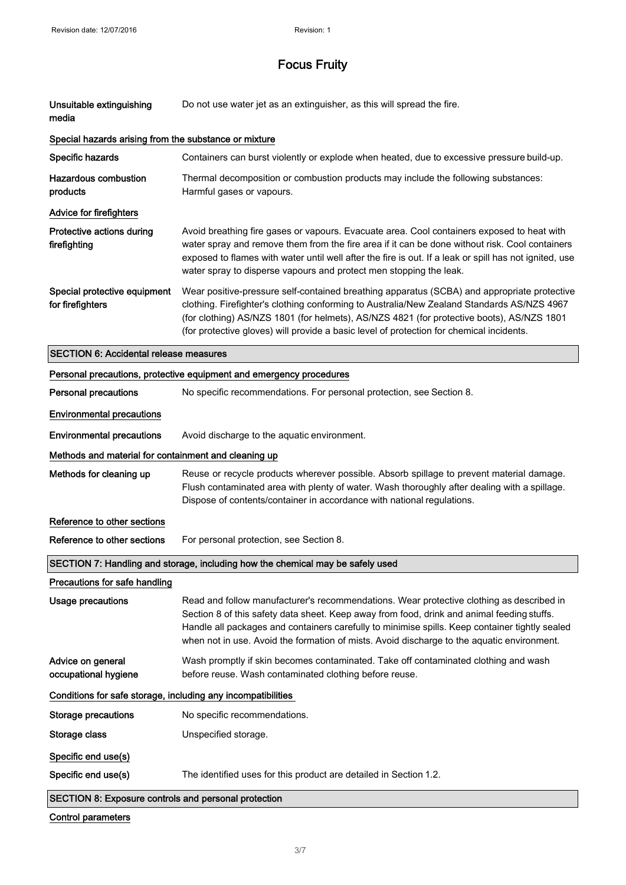| | |
|---|---|
| **Unsuitable extinguishing media** | Do not use water jet as an extinguisher, as this will spread the fire. |

**Special hazards arising from the substance or mixture**

| | |
|---|---|
| **Specific hazards** | Containers can burst violently or explode when heated, due to excessive pressure build-up. |
| **Hazardous combustion products** | Thermal decomposition or combustion products may include the following substances: Harmful gases or vapours. |

**Advice for firefighters**

| | |
|---|---|
| **Protective actions during firefighting** | Avoid breathing fire gases or vapours. Evacuate area. Cool containers exposed to heat with water spray and remove them from the fire area if it can be done without risk. Cool containers exposed to flames with water until well after the fire is out. If a leak or spill has not ignited, use water spray to disperse vapours and protect men stopping the leak. |
| **Special protective equipment for firefighters** | Wear positive-pressure self-contained breathing apparatus (SCBA) and appropriate protective clothing. Firefighter's clothing conforming to Australia/New Zealand Standards AS/NZS 4967 (for clothing) AS/NZS 1801 (for helmets), AS/NZS 4821 (for protective boots), AS/NZS 1801 (for protective gloves) will provide a basic level of protection for chemical incidents. |

## SECTION 6: Accidental release measures

**Personal precautions, protective equipment and emergency procedures**

| | |
|---|---|
| **Personal precautions** | No specific recommendations. For personal protection, see Section 8. |

**Environmental precautions**

| | |
|---|---|
| **Environmental precautions** | Avoid discharge to the aquatic environment. |

**Methods and material for containment and cleaning up**

| | |
|---|---|
| **Methods for cleaning up** | Reuse or recycle products wherever possible. Absorb spillage to prevent material damage. Flush contaminated area with plenty of water. Wash thoroughly after dealing with a spillage. Dispose of contents/container in accordance with national regulations. |

**Reference to other sections**

| | |
|---|---|
| **Reference to other sections** | For personal protection, see Section 8. |

## SECTION 7: Handling and storage, including how the chemical may be safely used

**Precautions for safe handling**

| | |
|---|---|
| **Usage precautions** | Read and follow manufacturer's recommendations. Wear protective clothing as described in Section 8 of this safety data sheet. Keep away from food, drink and animal feeding stuffs. Handle all packages and containers carefully to minimise spills. Keep container tightly sealed when not in use. Avoid the formation of mists. Avoid discharge to the aquatic environment. |
| **Advice on general occupational hygiene** | Wash promptly if skin becomes contaminated. Take off contaminated clothing and wash before reuse. Wash contaminated clothing before reuse. |

**Conditions for safe storage, including any incompatibilities**

| | |
|---|---|
| **Storage precautions** | No specific recommendations. |
| **Storage class** | Unspecified storage. |

**Specific end use(s)**

| | |
|---|---|
| **Specific end use(s)** | The identified uses for this product are detailed in Section 1.2. |

## SECTION 8: Exposure controls and personal protection

**Control parameters**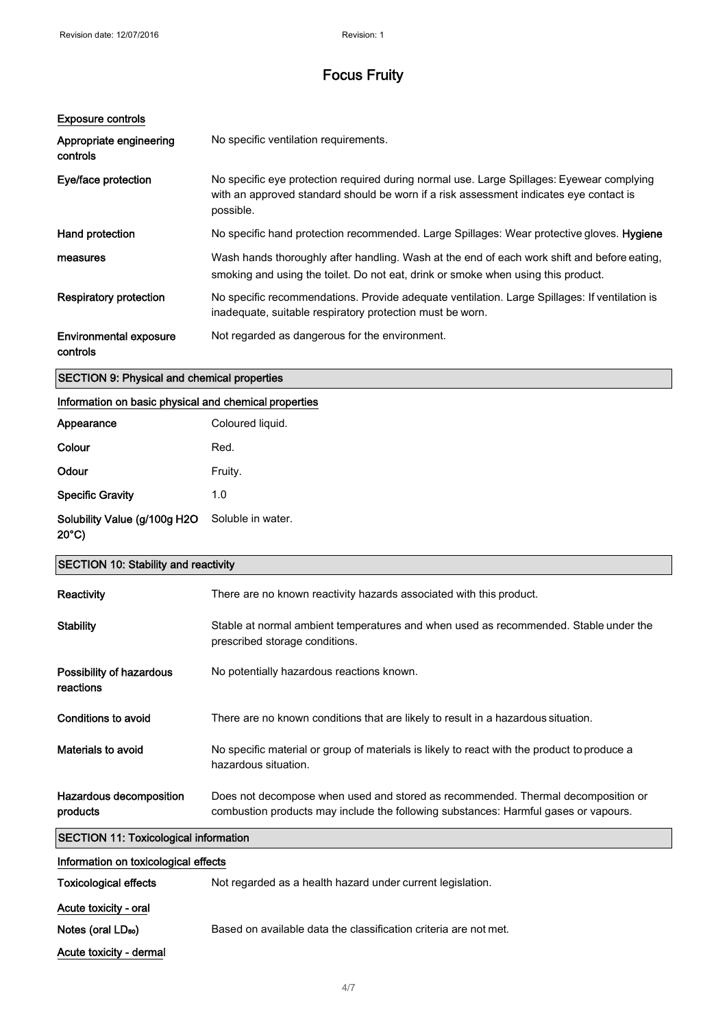# Focus Fruity

### Exposure controls

| | |
|---|---|
| **Appropriate engineering controls** | No specific ventilation requirements. |
| **Eye/face protection** | No specific eye protection required during normal use. Large Spillages: Eyewear complying with an approved standard should be worn if a risk assessment indicates eye contact is possible. |
| **Hand protection** | No specific hand protection recommended. Large Spillages: Wear protective gloves. |
| **Hygiene measures** | Wash hands thoroughly after handling. Wash at the end of each work shift and before eating, smoking and using the toilet. Do not eat, drink or smoke when using this product. |
| **Respiratory protection** | No specific recommendations. Provide adequate ventilation. Large Spillages: If ventilation is inadequate, suitable respiratory protection must be worn. |
| **Environmental exposure controls** | Not regarded as dangerous for the environment. |

## SECTION 9: Physical and chemical properties

### Information on basic physical and chemical properties

| | |
|---|---|
| **Appearance** | Coloured liquid. |
| **Colour** | Red. |
| **Odour** | Fruity. |
| **Specific Gravity** | 1.0 |
| **Solubility Value (g/100g H2O 20°C)** | Soluble in water. |

## SECTION 10: Stability and reactivity

| | |
|---|---|
| **Reactivity** | There are no known reactivity hazards associated with this product. |
| **Stability** | Stable at normal ambient temperatures and when used as recommended. Stable under the prescribed storage conditions. |
| **Possibility of hazardous reactions** | No potentially hazardous reactions known. |
| **Conditions to avoid** | There are no known conditions that are likely to result in a hazardous situation. |
| **Materials to avoid** | No specific material or group of materials is likely to react with the product to produce a hazardous situation. |
| **Hazardous decomposition products** | Does not decompose when used and stored as recommended. Thermal decomposition or combustion products may include the following substances: Harmful gases or vapours. |

## SECTION 11: Toxicological information

### Information on toxicological effects

| | |
|---|---|
| **Toxicological effects** | Not regarded as a health hazard under current legislation. |

**Acute toxicity - oral**

| | |
|---|---|
| **Notes (oral $LD_{50}$)** | Based on available data the classification criteria are not met. |

**Acute toxicity - dermal**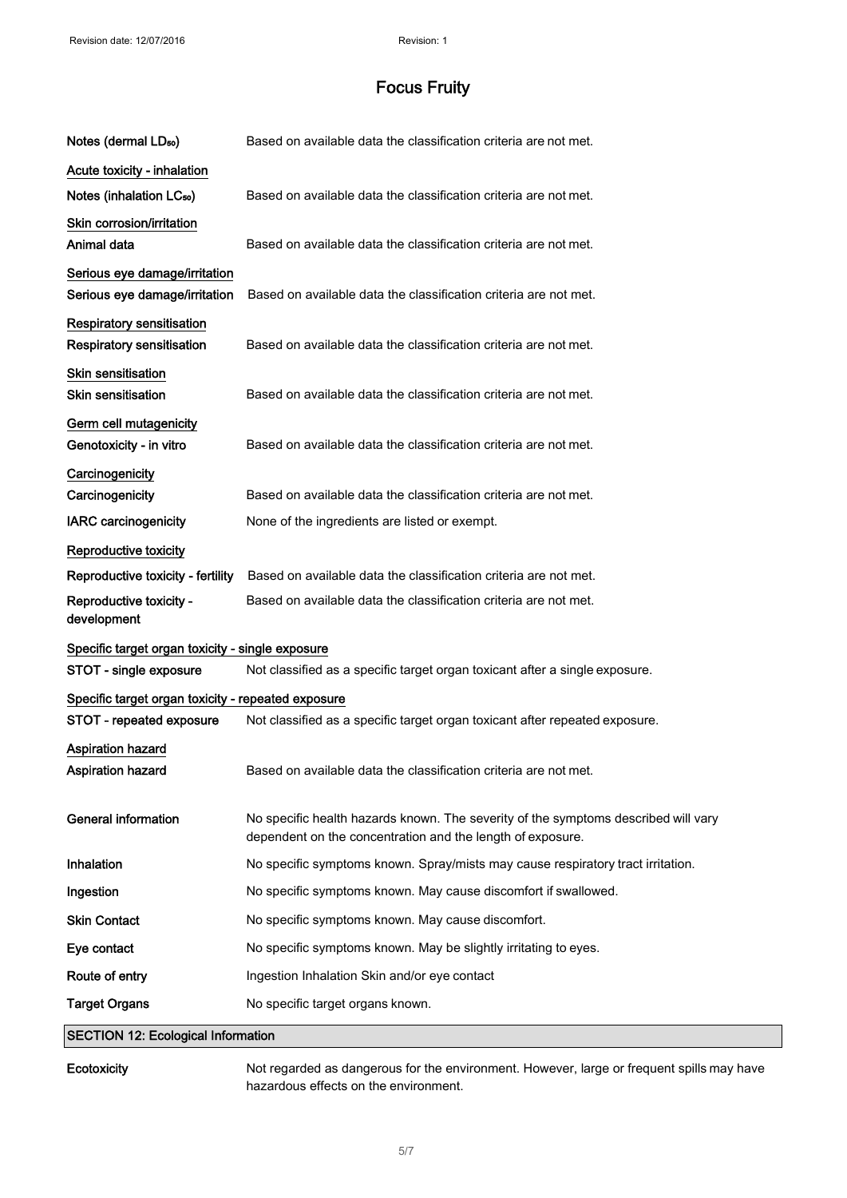# Focus Fruity

| | |
|---|---|
| Notes (dermal $LD_{50}$) | Based on available data the classification criteria are not met. |

**Acute toxicity - inhalation**

| | |
|---|---|
| Notes (inhalation $LC_{50}$) | Based on available data the classification criteria are not met. |

**Skin corrosion/irritation**

| | |
|---|---|
| Animal data | Based on available data the classification criteria are not met. |

**Serious eye damage/irritation**

| | |
|---|---|
| Serious eye damage/irritation | Based on available data the classification criteria are not met. |

**Respiratory sensitisation**

| | |
|---|---|
| Respiratory sensitisation | Based on available data the classification criteria are not met. |

**Skin sensitisation**

| | |
|---|---|
| Skin sensitisation | Based on available data the classification criteria are not met. |

**Germ cell mutagenicity**

| | |
|---|---|
| Genotoxicity - in vitro | Based on available data the classification criteria are not met. |

**Carcinogenicity**

| | |
|---|---|
| Carcinogenicity | Based on available data the classification criteria are not met. |
| IARC carcinogenicity | None of the ingredients are listed or exempt. |

**Reproductive toxicity**

| | |
|---|---|
| Reproductive toxicity - fertility | Based on available data the classification criteria are not met. |
| Reproductive toxicity - development | Based on available data the classification criteria are not met. |

**Specific target organ toxicity - single exposure**

| | |
|---|---|
| STOT - single exposure | Not classified as a specific target organ toxicant after a single exposure. |

**Specific target organ toxicity - repeated exposure**

| | |
|---|---|
| STOT - repeated exposure | Not classified as a specific target organ toxicant after repeated exposure. |

**Aspiration hazard**

| | |
|---|---|
| Aspiration hazard | Based on available data the classification criteria are not met. |

| | |
|---|---|
| General information | No specific health hazards known. The severity of the symptoms described will vary dependent on the concentration and the length of exposure. |
| Inhalation | No specific symptoms known. Spray/mists may cause respiratory tract irritation. |
| Ingestion | No specific symptoms known. May cause discomfort if swallowed. |
| Skin Contact | No specific symptoms known. May cause discomfort. |
| Eye contact | No specific symptoms known. May be slightly irritating to eyes. |
| Route of entry | Ingestion Inhalation Skin and/or eye contact |
| Target Organs | No specific target organs known. |

## SECTION 12: Ecological Information

| | |
|---|---|
| Ecotoxicity | Not regarded as dangerous for the environment. However, large or frequent spills may have hazardous effects on the environment. |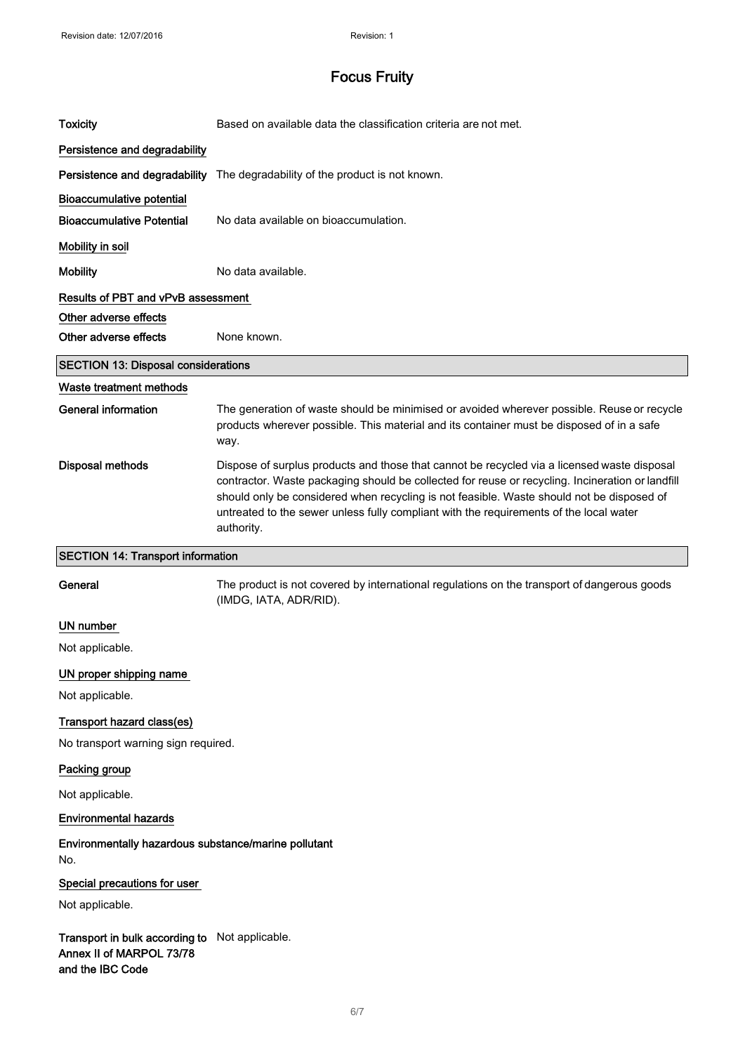| | |
|---|---|
| **Toxicity** | Based on available data the classification criteria are not met. |

**Persistence and degradability**

| | |
|---|---|
| **Persistence and degradability** | The degradability of the product is not known. |

**Bioaccumulative potential**

| | |
|---|---|
| **Bioaccumulative Potential** | No data available on bioaccumulation. |

**Mobility in soil**

| | |
|---|---|
| **Mobility** | No data available. |

**Results of PBT and vPvB assessment**

**Other adverse effects**

| | |
|---|---|
| **Other adverse effects** | None known. |

## SECTION 13: Disposal considerations

**Waste treatment methods**

| | |
|---|---|
| **General information** | The generation of waste should be minimised or avoided wherever possible. Reuse or recycle products wherever possible. This material and its container must be disposed of in a safe way. |
| **Disposal methods** | Dispose of surplus products and those that cannot be recycled via a licensed waste disposal contractor. Waste packaging should be collected for reuse or recycling. Incineration or landfill should only be considered when recycling is not feasible. Waste should not be disposed of untreated to the sewer unless fully compliant with the requirements of the local water authority. |

## SECTION 14: Transport information

| | |
|---|---|
| **General** | The product is not covered by international regulations on the transport of dangerous goods (IMDG, IATA, ADR/RID). |

**UN number**

Not applicable.

**UN proper shipping name**

Not applicable.

**Transport hazard class(es)**

No transport warning sign required.

**Packing group**

Not applicable.

**Environmental hazards**

**Environmentally hazardous substance/marine pollutant**

No.

**Special precautions for user**

Not applicable.

| | |
|---|---|
| **Transport in bulk according to Annex II of MARPOL 73/78 and the IBC Code** | Not applicable. |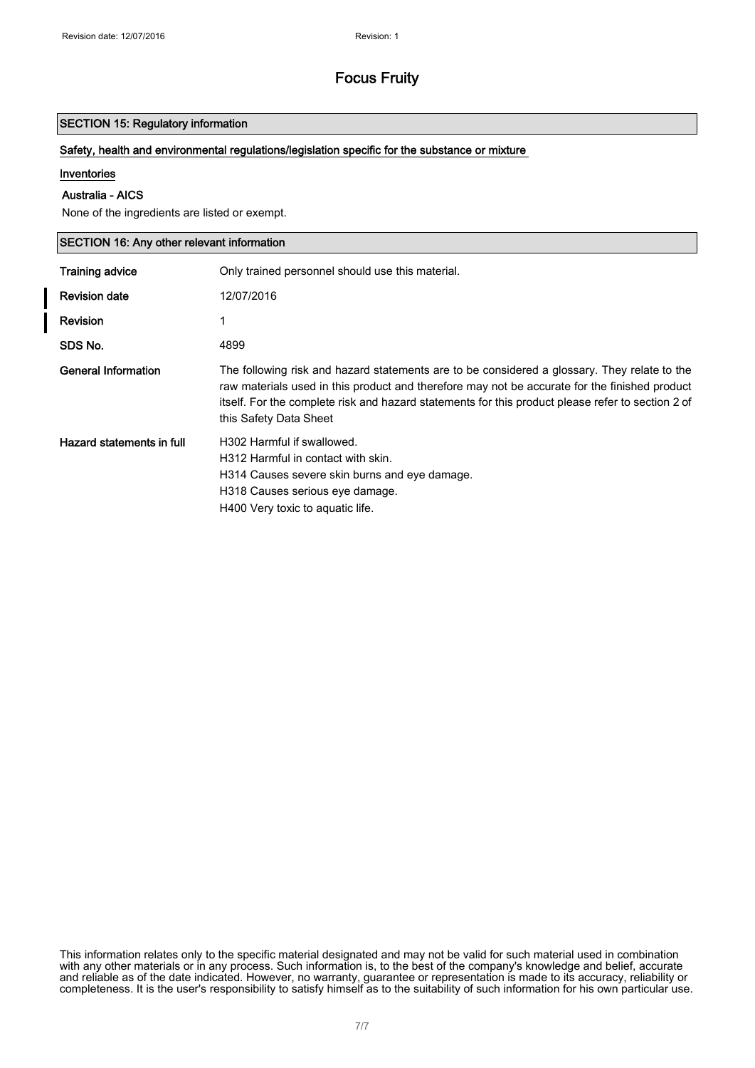# Focus Fruity

## SECTION 15: Regulatory information

### Safety, health and environmental regulations/legislation specific for the substance or mixture

#### Inventories

**Australia - AICS**

None of the ingredients are listed or exempt.

## SECTION 16: Any other relevant information

| | |
|---|---|
| **Training advice** | Only trained personnel should use this material. |
| **Revision date** | 12/07/2016 |
| **Revision** | 1 |
| **SDS No.** | 4899 |
| **General Information** | The following risk and hazard statements are to be considered a glossary. They relate to the raw materials used in this product and therefore may not be accurate for the finished product itself. For the complete risk and hazard statements for this product please refer to section 2 of this Safety Data Sheet |
| **Hazard statements in full** | H302 Harmful if swallowed.<br>H312 Harmful in contact with skin.<br>H314 Causes severe skin burns and eye damage.<br>H318 Causes serious eye damage.<br>H400 Very toxic to aquatic life. |

This information relates only to the specific material designated and may not be valid for such material used in combination with any other materials or in any process. Such information is, to the best of the company's knowledge and belief, accurate and reliable as of the date indicated. However, no warranty, guarantee or representation is made to its accuracy, reliability or completeness. It is the user's responsibility to satisfy himself as to the suitability of such information for his own particular use.